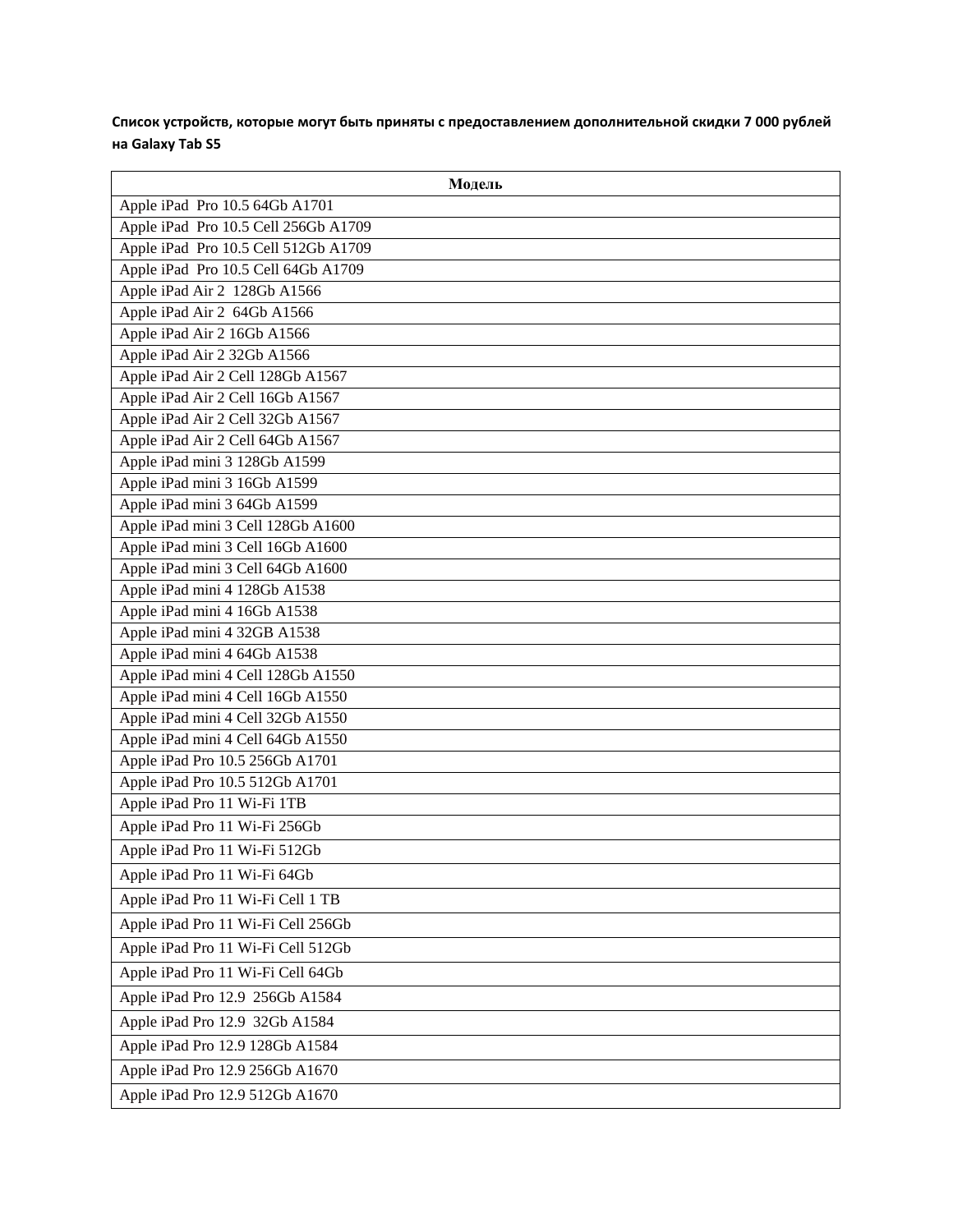**Список устройств, которые могут быть приняты с предоставлением дополнительной скидки 7 000 рублей на Galaxy Tab S5**

| Модель |
| --- |
| Apple iPad  Pro 10.5 64Gb A1701 |
| Apple iPad  Pro 10.5 Cell 256Gb A1709 |
| Apple iPad  Pro 10.5 Cell 512Gb A1709 |
| Apple iPad  Pro 10.5 Cell 64Gb A1709 |
| Apple iPad Air 2  128Gb A1566 |
| Apple iPad Air 2  64Gb A1566 |
| Apple iPad Air 2 16Gb A1566 |
| Apple iPad Air 2 32Gb A1566 |
| Apple iPad Air 2 Cell 128Gb A1567 |
| Apple iPad Air 2 Cell 16Gb A1567 |
| Apple iPad Air 2 Cell 32Gb A1567 |
| Apple iPad Air 2 Cell 64Gb A1567 |
| Apple iPad mini 3 128Gb A1599 |
| Apple iPad mini 3 16Gb A1599 |
| Apple iPad mini 3 64Gb A1599 |
| Apple iPad mini 3 Cell 128Gb A1600 |
| Apple iPad mini 3 Cell 16Gb A1600 |
| Apple iPad mini 3 Cell 64Gb A1600 |
| Apple iPad mini 4 128Gb A1538 |
| Apple iPad mini 4 16Gb A1538 |
| Apple iPad mini 4 32GB A1538 |
| Apple iPad mini 4 64Gb A1538 |
| Apple iPad mini 4 Cell 128Gb A1550 |
| Apple iPad mini 4 Cell 16Gb A1550 |
| Apple iPad mini 4 Cell 32Gb A1550 |
| Apple iPad mini 4 Cell 64Gb A1550 |
| Apple iPad Pro 10.5 256Gb A1701 |
| Apple iPad Pro 10.5 512Gb A1701 |
| Apple iPad Pro 11 Wi-Fi 1TB |
| Apple iPad Pro 11 Wi-Fi 256Gb |
| Apple iPad Pro 11 Wi-Fi 512Gb |
| Apple iPad Pro 11 Wi-Fi 64Gb |
| Apple iPad Pro 11 Wi-Fi Cell 1 TB |
| Apple iPad Pro 11 Wi-Fi Cell 256Gb |
| Apple iPad Pro 11 Wi-Fi Cell 512Gb |
| Apple iPad Pro 11 Wi-Fi Cell 64Gb |
| Apple iPad Pro 12.9  256Gb A1584 |
| Apple iPad Pro 12.9  32Gb A1584 |
| Apple iPad Pro 12.9 128Gb A1584 |
| Apple iPad Pro 12.9 256Gb A1670 |
| Apple iPad Pro 12.9 512Gb A1670 |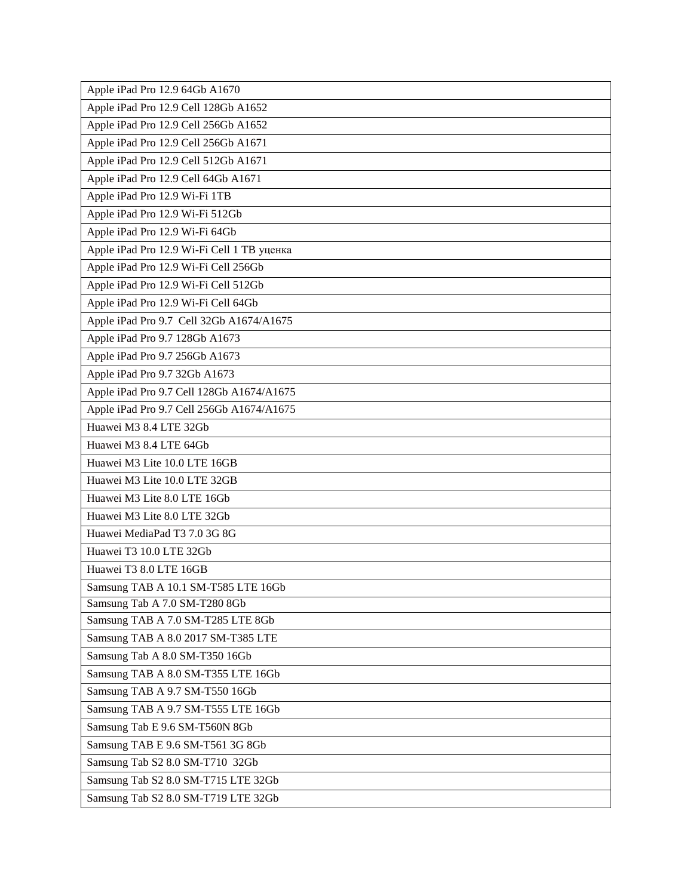| Apple iPad Pro 12.9 64Gb A1670 |
|---|
| Apple iPad Pro 12.9 Cell 128Gb A1652 |
| Apple iPad Pro 12.9 Cell 256Gb A1652 |
| Apple iPad Pro 12.9 Cell 256Gb A1671 |
| Apple iPad Pro 12.9 Cell 512Gb A1671 |
| Apple iPad Pro 12.9 Cell 64Gb A1671 |
| Apple iPad Pro 12.9 Wi-Fi 1TB |
| Apple iPad Pro 12.9 Wi-Fi 512Gb |
| Apple iPad Pro 12.9 Wi-Fi 64Gb |
| Apple iPad Pro 12.9 Wi-Fi Cell 1 TB уценка |
| Apple iPad Pro 12.9 Wi-Fi Cell 256Gb |
| Apple iPad Pro 12.9 Wi-Fi Cell 512Gb |
| Apple iPad Pro 12.9 Wi-Fi Cell 64Gb |
| Apple iPad Pro 9.7  Cell 32Gb A1674/A1675 |
| Apple iPad Pro 9.7 128Gb A1673 |
| Apple iPad Pro 9.7 256Gb A1673 |
| Apple iPad Pro 9.7 32Gb A1673 |
| Apple iPad Pro 9.7 Cell 128Gb A1674/A1675 |
| Apple iPad Pro 9.7 Cell 256Gb A1674/A1675 |
| Huawei M3 8.4 LTE 32Gb |
| Huawei M3 8.4 LTE 64Gb |
| Huawei M3 Lite 10.0 LTE 16GB |
| Huawei M3 Lite 10.0 LTE 32GB |
| Huawei M3 Lite 8.0 LTE 16Gb |
| Huawei M3 Lite 8.0 LTE 32Gb |
| Huawei MediaPad T3 7.0 3G 8G |
| Huawei T3 10.0 LTE 32Gb |
| Huawei T3 8.0 LTE 16GB |
| Samsung TAB A 10.1 SM-T585 LTE 16Gb |
| Samsung Tab A 7.0 SM-T280 8Gb |
| Samsung TAB A 7.0 SM-T285 LTE 8Gb |
| Samsung TAB A 8.0 2017 SM-T385 LTE |
| Samsung Tab A 8.0 SM-T350 16Gb |
| Samsung TAB A 8.0 SM-T355 LTE 16Gb |
| Samsung TAB A 9.7 SM-T550 16Gb |
| Samsung TAB A 9.7 SM-T555 LTE 16Gb |
| Samsung Tab E 9.6 SM-T560N 8Gb |
| Samsung TAB E 9.6 SM-T561 3G 8Gb |
| Samsung Tab S2 8.0 SM-T710  32Gb |
| Samsung Tab S2 8.0 SM-T715 LTE 32Gb |
| Samsung Tab S2 8.0 SM-T719 LTE 32Gb |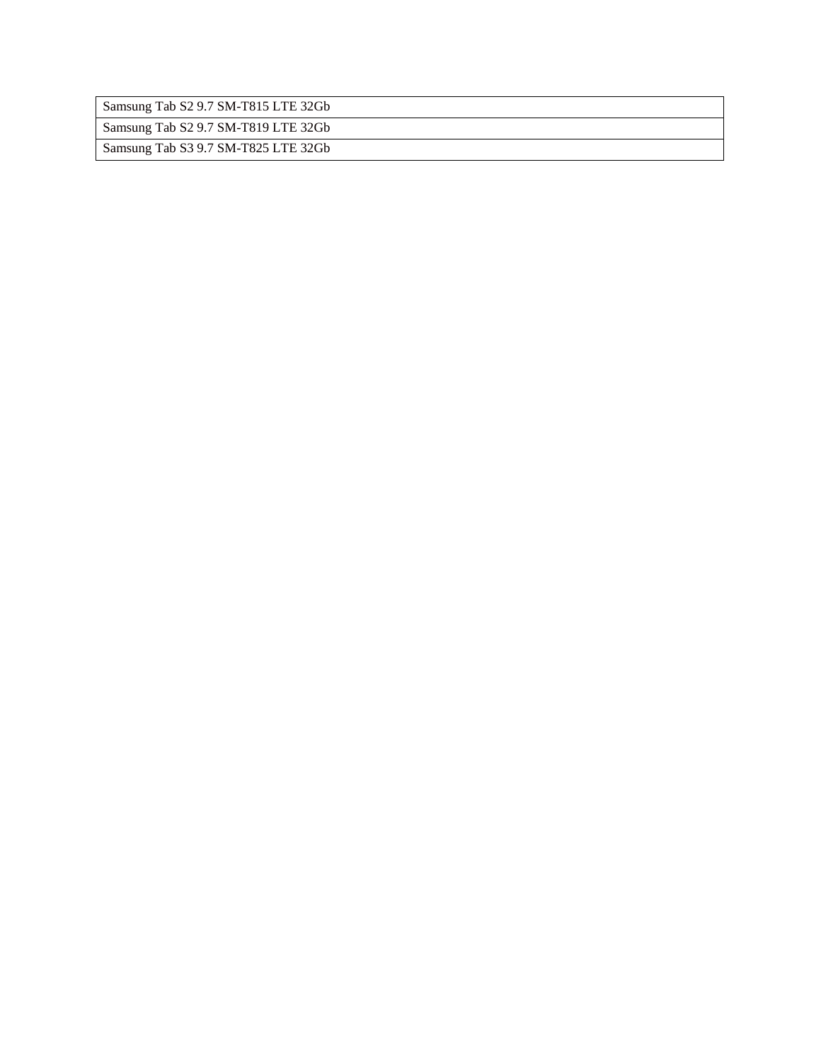| |
|---|
| Samsung Tab S2 9.7 SM-T815 LTE 32Gb |
| Samsung Tab S2 9.7 SM-T819 LTE 32Gb |
| Samsung Tab S3 9.7 SM-T825 LTE 32Gb |